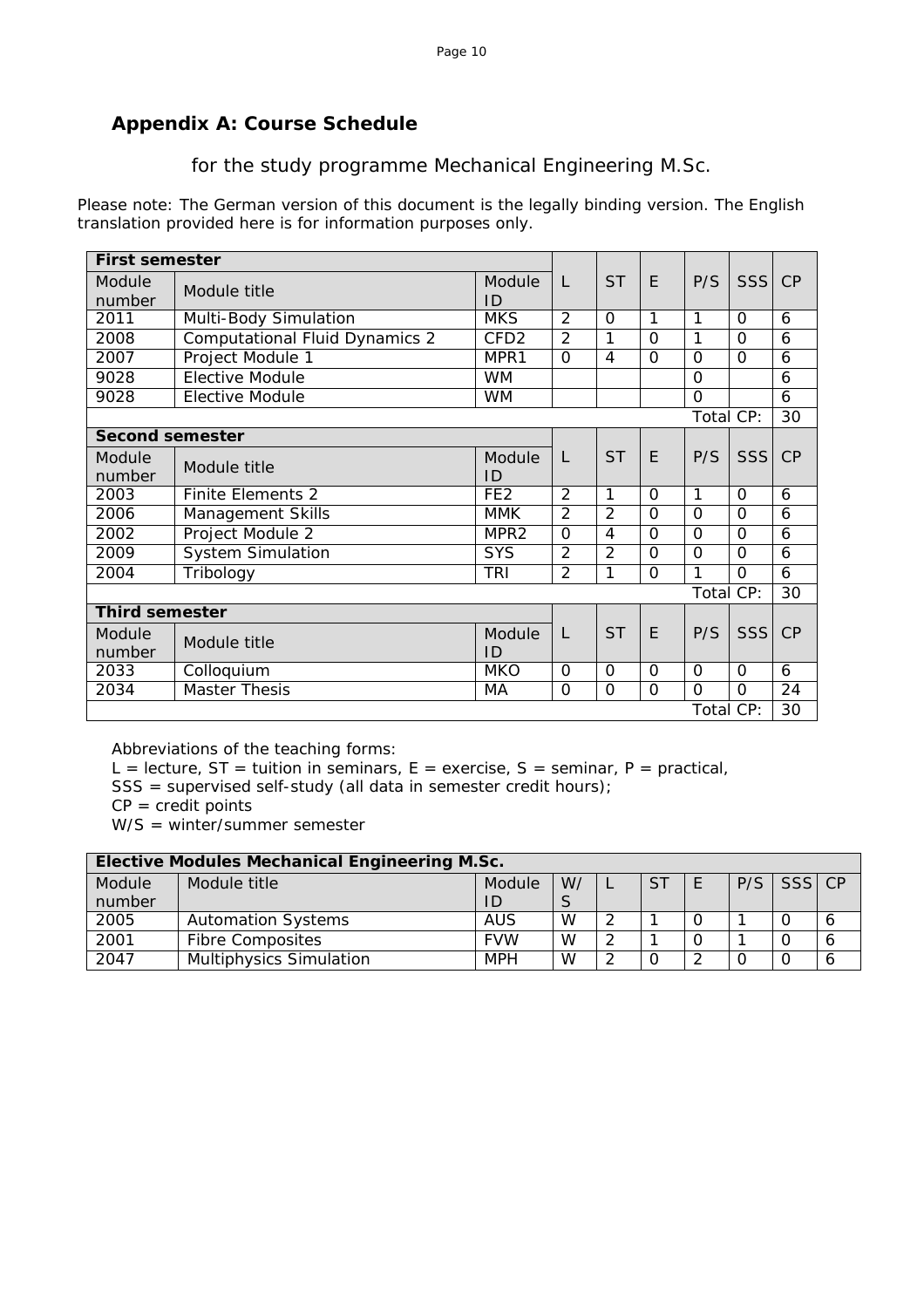## Appendix A: Course Schedule

for the study programme Mechanical Engineering M.Sc.

Please note: The German version of this document is the legally binding version. The English translation provided here is for information purposes only.

| **First semester** | | | | | | | | |
|---|---|---|---|---|---|---|---|---|
| Module number | Module title | Module ID | L | ST | E | P/S | SSS | CP |
| 2011 | Multi-Body Simulation | MKS | 2 | 0 | 1 | 1 | 0 | 6 |
| 2008 | Computational Fluid Dynamics 2 | CFD2 | 2 | 1 | 0 | 1 | 0 | 6 |
| 2007 | Project Module 1 | MPR1 | 0 | 4 | 0 | 0 | 0 | 6 |
| 9028 | Elective Module | WM | | | | 0 | | 6 |
| 9028 | Elective Module | WM | | | | 0 | | 6 |
| | | | | | | Total CP: | | 30 |
| **Second semester** | | | | | | | | |
| Module number | Module title | Module ID | L | ST | E | P/S | SSS | CP |
| 2003 | Finite Elements 2 | FE2 | 2 | 1 | 0 | 1 | 0 | 6 |
| 2006 | Management Skills | MMK | 2 | 2 | 0 | 0 | 0 | 6 |
| 2002 | Project Module 2 | MPR2 | 0 | 4 | 0 | 0 | 0 | 6 |
| 2009 | System Simulation | SYS | 2 | 2 | 0 | 0 | 0 | 6 |
| 2004 | Tribology | TRI | 2 | 1 | 0 | 1 | 0 | 6 |
| | | | | | | Total CP: | | 30 |
| **Third semester** | | | | | | | | |
| Module number | Module title | Module ID | L | ST | E | P/S | SSS | CP |
| 2033 | Colloquium | MKO | 0 | 0 | 0 | 0 | 0 | 6 |
| 2034 | Master Thesis | MA | 0 | 0 | 0 | 0 | 0 | 24 |
| | | | | | | Total CP: | | 30 |

Abbreviations of the teaching forms:
L = lecture, ST = tuition in seminars, E = exercise, S = seminar, P = practical,
SSS = supervised self-study (all data in semester credit hours);
CP = credit points
W/S = winter/summer semester

| **Elective Modules Mechanical Engineering M.Sc.** | | | | | | | | | |
|---|---|---|---|---|---|---|---|---|---|
| Module number | Module title | Module ID | W/S | L | ST | E | P/S | SSS | CP |
| 2005 | Automation Systems | AUS | W | 2 | 1 | 0 | 1 | 0 | 6 |
| 2001 | Fibre Composites | FVW | W | 2 | 1 | 0 | 1 | 0 | 6 |
| 2047 | Multiphysics Simulation | MPH | W | 2 | 0 | 2 | 0 | 0 | 6 |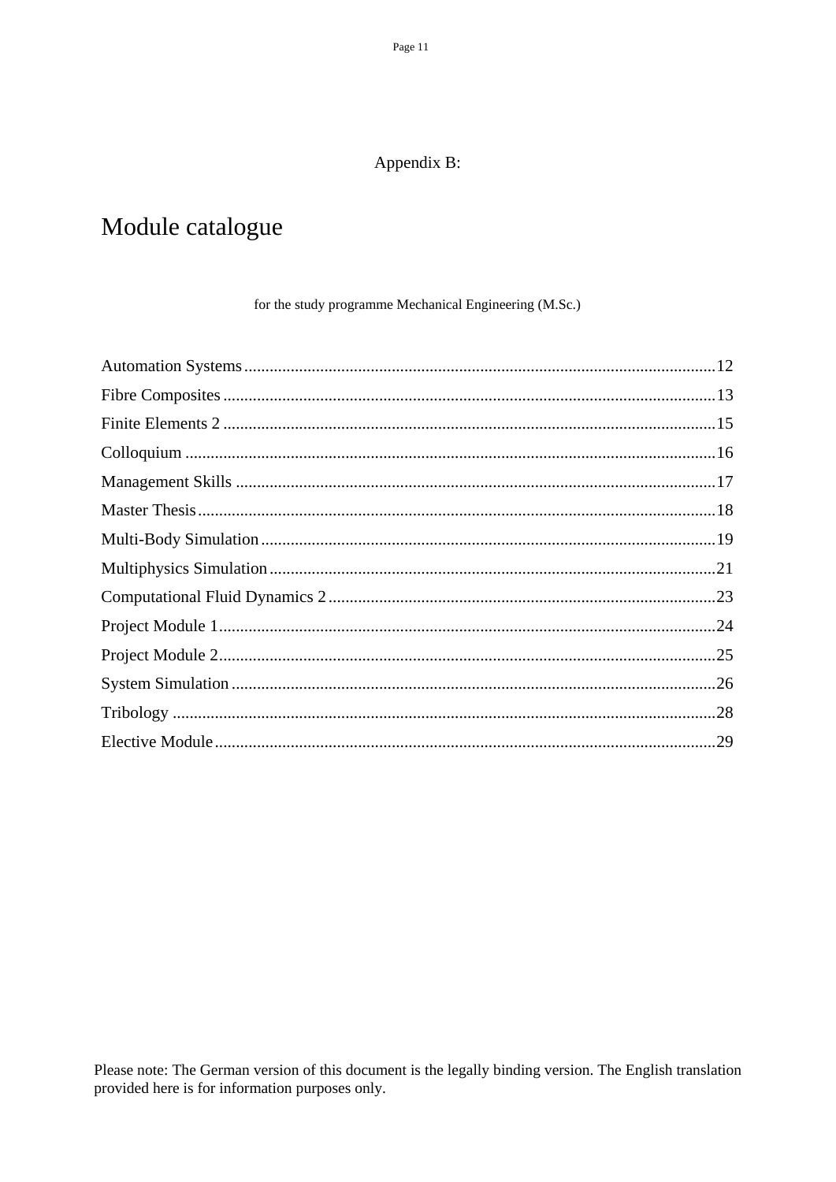Appendix B:

# Module catalogue

for the study programme Mechanical Engineering (M.Sc.)

Automation Systems ........................................................................................................ 12
Fibre Composites ............................................................................................................. 13
Finite Elements 2 ............................................................................................................. 15
Colloquium ...................................................................................................................... 16
Management Skills .......................................................................................................... 17
Master Thesis ................................................................................................................... 18
Multi-Body Simulation .................................................................................................... 19
Multiphysics Simulation .................................................................................................. 21
Computational Fluid Dynamics 2 .................................................................................... 23
Project Module 1 .............................................................................................................. 24
Project Module 2 .............................................................................................................. 25
System Simulation ........................................................................................................... 26
Tribology ......................................................................................................................... 28
Elective Module ............................................................................................................... 29

Please note: The German version of this document is the legally binding version. The English translation provided here is for information purposes only.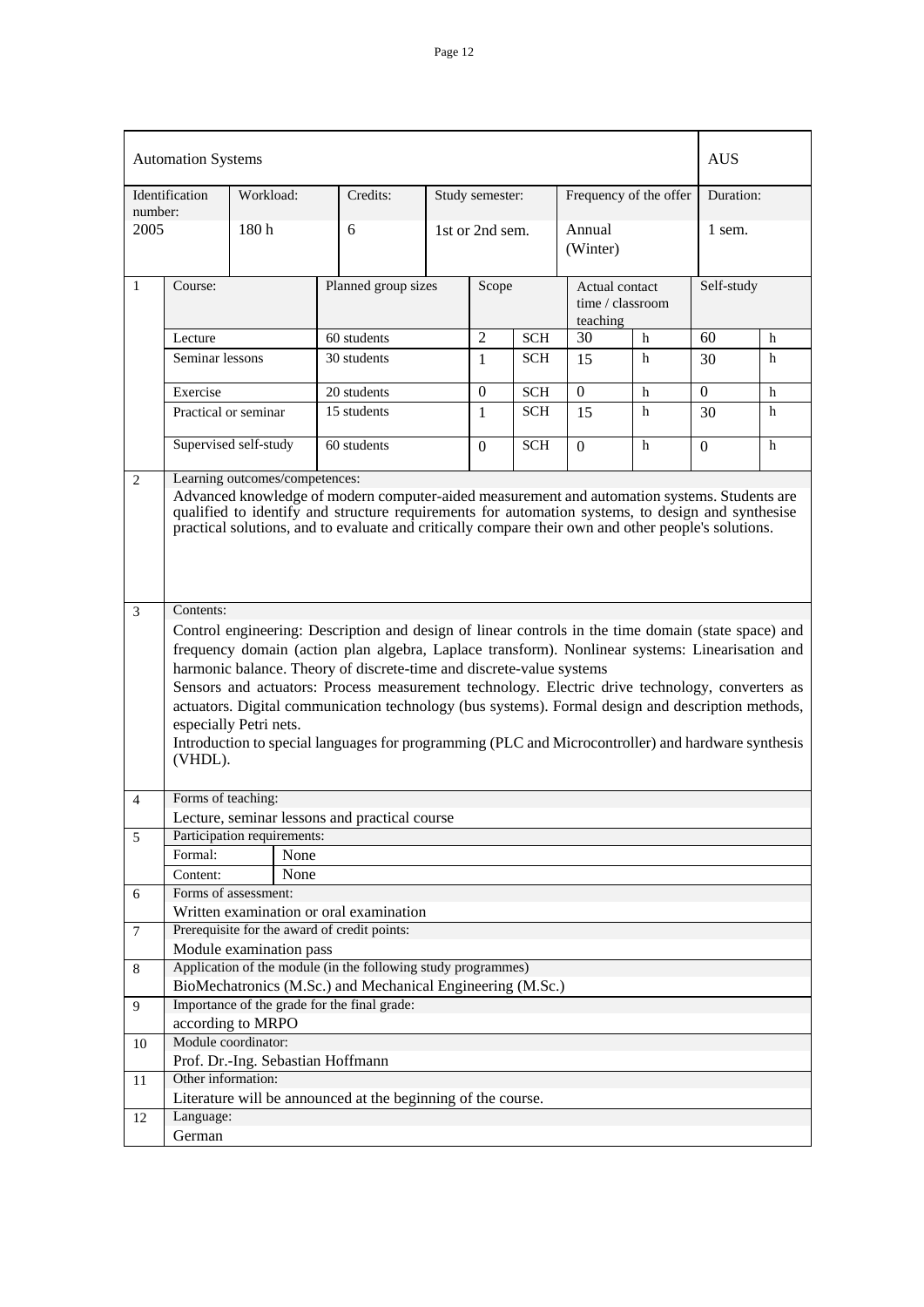| Automation Systems | | | | | | AUS |
|---|---|---|---|---|---|---|
| Identification number: | Workload: | Credits: | Study semester: | Frequency of the offer | | Duration: |
| 2005 | 180 h | 6 | 1st or 2nd sem. | Annual (Winter) | | 1 sem. |

| | Course: | Planned group sizes | Scope | | Actual contact time / classroom teaching | | Self-study | |
|---|---|---|---|---|---|---|---|---|
| 1 | Lecture | 60 students | 2 | SCH | 30 | h | 60 | h |
| | Seminar lessons | 30 students | 1 | SCH | 15 | h | 30 | h |
| | Exercise | 20 students | 0 | SCH | 0 | h | 0 | h |
| | Practical or seminar | 15 students | 1 | SCH | 15 | h | 30 | h |
| | Supervised self-study | 60 students | 0 | SCH | 0 | h | 0 | h |

**2 Learning outcomes/competences:**

Advanced knowledge of modern computer-aided measurement and automation systems. Students are qualified to identify and structure requirements for automation systems, to design and synthesise practical solutions, and to evaluate and critically compare their own and other people's solutions.

**3 Contents:**

Control engineering: Description and design of linear controls in the time domain (state space) and frequency domain (action plan algebra, Laplace transform). Nonlinear systems: Linearisation and harmonic balance. Theory of discrete-time and discrete-value systems

Sensors and actuators: Process measurement technology. Electric drive technology, converters as actuators. Digital communication technology (bus systems). Formal design and description methods, especially Petri nets.

Introduction to special languages for programming (PLC and Microcontroller) and hardware synthesis (VHDL).

**4 Forms of teaching:**

Lecture, seminar lessons and practical course

**5 Participation requirements:**

| | |
|---|---|
| Formal: | None |
| Content: | None |

**6 Forms of assessment:**

Written examination or oral examination

**7 Prerequisite for the award of credit points:**

Module examination pass

**8 Application of the module (in the following study programmes)**

BioMechatronics (M.Sc.) and Mechanical Engineering (M.Sc.)

**9 Importance of the grade for the final grade:**

according to MRPO

**10 Module coordinator:**

Prof. Dr.-Ing. Sebastian Hoffmann

**11 Other information:**

Literature will be announced at the beginning of the course.

**12 Language:**

German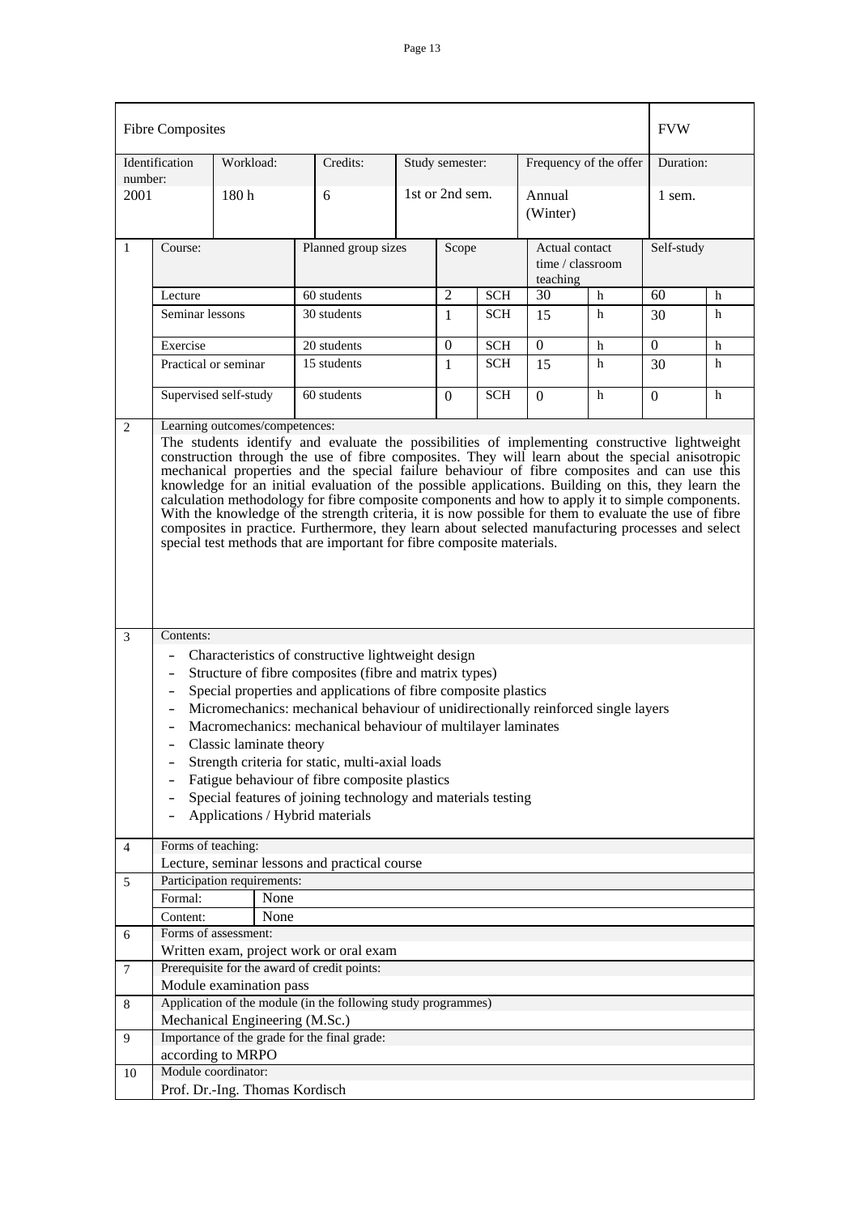| Fibre Composites | | | | | | FVW |
|---|---|---|---|---|---|---|
| Identification number: | Workload: | Credits: | Study semester: | Frequency of the offer | | Duration: |
| 2001 | 180 h | 6 | 1st or 2nd sem. | Annual (Winter) | | 1 sem. |

| 1 | Course: | Planned group sizes | Scope | | Actual contact time / classroom teaching | | Self-study | |
|---|---|---|---|---|---|---|---|---|
| | Lecture | 60 students | 2 | SCH | 30 | h | 60 | h |
| | Seminar lessons | 30 students | 1 | SCH | 15 | h | 30 | h |
| | Exercise | 20 students | 0 | SCH | 0 | h | 0 | h |
| | Practical or seminar | 15 students | 1 | SCH | 15 | h | 30 | h |
| | Supervised self-study | 60 students | 0 | SCH | 0 | h | 0 | h |

**2 Learning outcomes/competences:**

The students identify and evaluate the possibilities of implementing constructive lightweight construction through the use of fibre composites. They will learn about the special anisotropic mechanical properties and the special failure behaviour of fibre composites and can use this knowledge for an initial evaluation of the possible applications. Building on this, they learn the calculation methodology for fibre composite components and how to apply it to simple components. With the knowledge of the strength criteria, it is now possible for them to evaluate the use of fibre composites in practice. Furthermore, they learn about selected manufacturing processes and select special test methods that are important for fibre composite materials.

**3 Contents:**

- Characteristics of constructive lightweight design
- Structure of fibre composites (fibre and matrix types)
- Special properties and applications of fibre composite plastics
- Micromechanics: mechanical behaviour of unidirectionally reinforced single layers
- Macromechanics: mechanical behaviour of multilayer laminates
- Classic laminate theory
- Strength criteria for static, multi-axial loads
- Fatigue behaviour of fibre composite plastics
- Special features of joining technology and materials testing
- Applications / Hybrid materials

**4 Forms of teaching:**

Lecture, seminar lessons and practical course

**5 Participation requirements:**

| Formal: | None |
|---|---|
| Content: | None |

**6 Forms of assessment:**

Written exam, project work or oral exam

**7 Prerequisite for the award of credit points:**

Module examination pass

**8 Application of the module (in the following study programmes)**

Mechanical Engineering (M.Sc.)

**9 Importance of the grade for the final grade:**

according to MRPO

**10 Module coordinator:**

Prof. Dr.-Ing. Thomas Kordisch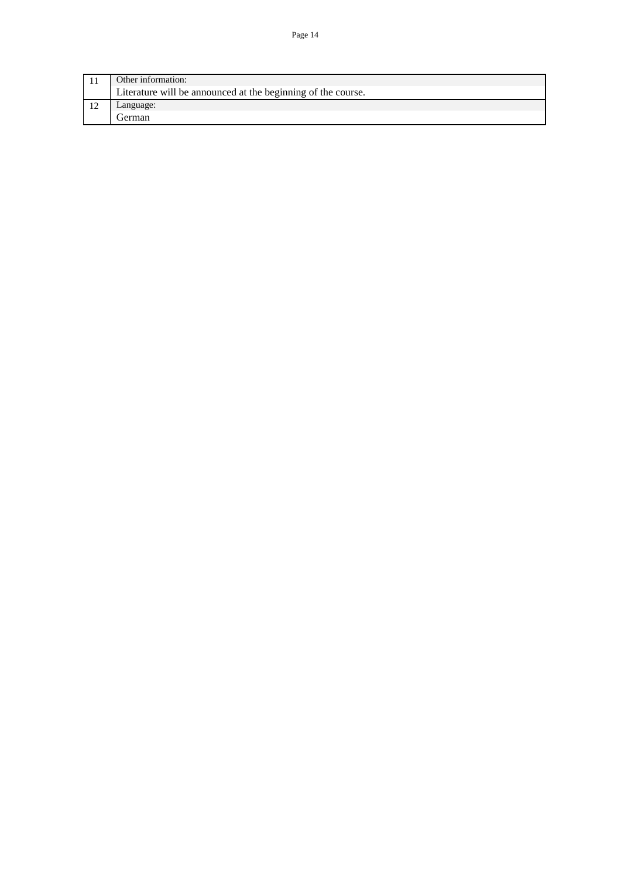| | |
|---|---|
| 11 | Other information: |
| | Literature will be announced at the beginning of the course. |
| 12 | Language: |
| | German |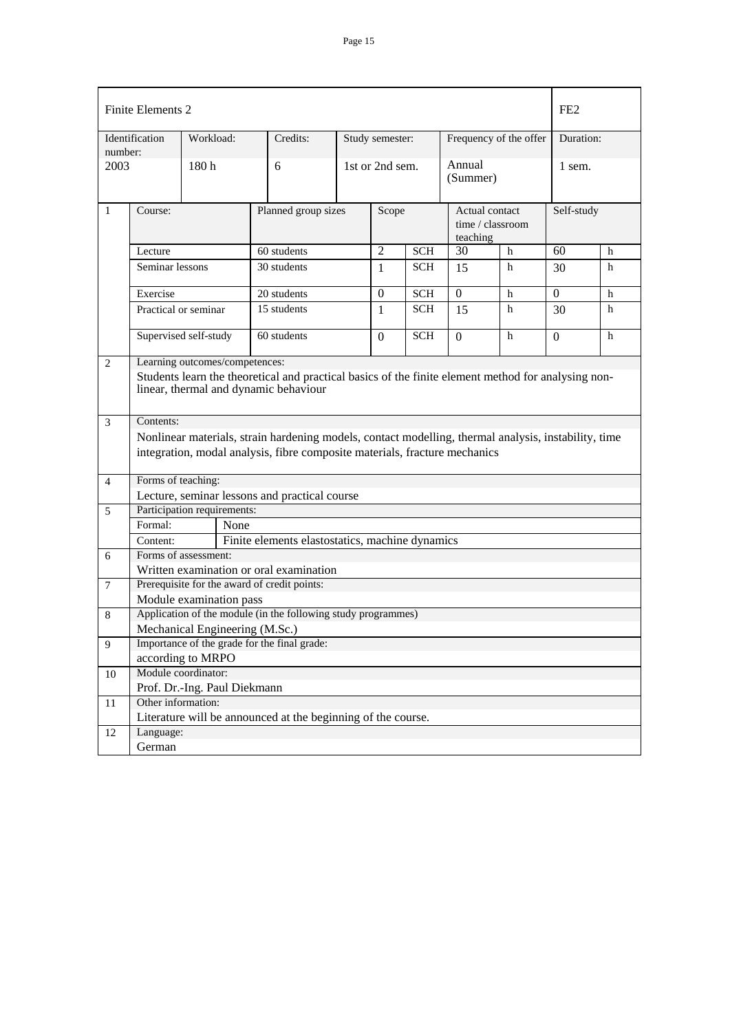| Finite Elements 2 | | | | | | FE2 |
|---|---|---|---|---|---|---|
| Identification number: | Workload: | Credits: | Study semester: | Frequency of the offer | | Duration: |
| 2003 | 180 h | 6 | 1st or 2nd sem. | Annual (Summer) | | 1 sem. |

| 1 | Course: | Planned group sizes | Scope | | Actual contact time / classroom teaching | | Self-study | |
|---|---|---|---|---|---|---|---|---|
| | Lecture | 60 students | 2 | SCH | 30 | h | 60 | h |
| | Seminar lessons | 30 students | 1 | SCH | 15 | h | 30 | h |
| | Exercise | 20 students | 0 | SCH | 0 | h | 0 | h |
| | Practical or seminar | 15 students | 1 | SCH | 15 | h | 30 | h |
| | Supervised self-study | 60 students | 0 | SCH | 0 | h | 0 | h |

| No. | Item | |
|---|---|---|
| 2 | Learning outcomes/competences: | |
| | Students learn the theoretical and practical basics of the finite element method for analysing non-linear, thermal and dynamic behaviour | |
| 3 | Contents: | |
| | Nonlinear materials, strain hardening models, contact modelling, thermal analysis, instability, time integration, modal analysis, fibre composite materials, fracture mechanics | |
| 4 | Forms of teaching: | |
| | Lecture, seminar lessons and practical course | |
| 5 | Participation requirements: | |
| | Formal: | None |
| | Content: | Finite elements elastostatics, machine dynamics |
| 6 | Forms of assessment: | |
| | Written examination or oral examination | |
| 7 | Prerequisite for the award of credit points: | |
| | Module examination pass | |
| 8 | Application of the module (in the following study programmes) | |
| | Mechanical Engineering (M.Sc.) | |
| 9 | Importance of the grade for the final grade: | |
| | according to MRPO | |
| 10 | Module coordinator: | |
| | Prof. Dr.-Ing. Paul Diekmann | |
| 11 | Other information: | |
| | Literature will be announced at the beginning of the course. | |
| 12 | Language: | |
| | German | |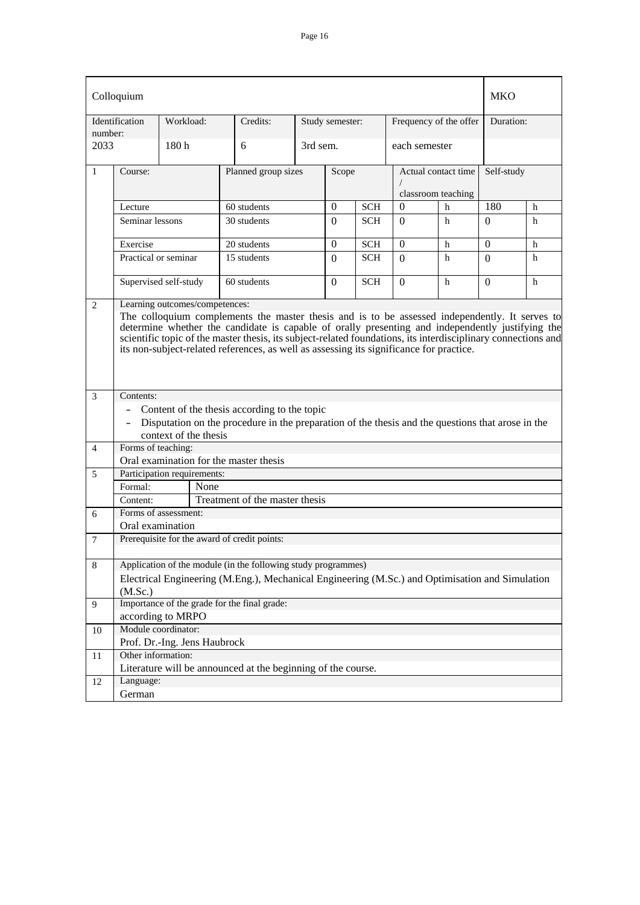| Colloquium | | | | | | MKO |
|---|---|---|---|---|---|---|
| Identification number: | Workload: | Credits: | Study semester: | Frequency of the offer | | Duration: |
| 2033 | 180 h | 6 | 3rd sem. | each semester | | |

| | Course: | Planned group sizes | Scope | | Actual contact time / classroom teaching | | Self-study | |
|---|---|---|---|---|---|---|---|---|
| 1 | Lecture | 60 students | 0 | SCH | 0 | h | 180 | h |
| | Seminar lessons | 30 students | 0 | SCH | 0 | h | 0 | h |
| | Exercise | 20 students | 0 | SCH | 0 | h | 0 | h |
| | Practical or seminar | 15 students | 0 | SCH | 0 | h | 0 | h |
| | Supervised self-study | 60 students | 0 | SCH | 0 | h | 0 | h |

**2 Learning outcomes/competences:**

The colloquium complements the master thesis and is to be assessed independently. It serves to determine whether the candidate is capable of orally presenting and independently justifying the scientific topic of the master thesis, its subject-related foundations, its interdisciplinary connections and its non-subject-related references, as well as assessing its significance for practice.

**3 Contents:**

- Content of the thesis according to the topic
- Disputation on the procedure in the preparation of the thesis and the questions that arose in the context of the thesis

**4 Forms of teaching:**

Oral examination for the master thesis

**5 Participation requirements:**

| Formal: | None |
|---|---|
| Content: | Treatment of the master thesis |

**6 Forms of assessment:**

Oral examination

**7 Prerequisite for the award of credit points:**

**8 Application of the module (in the following study programmes)**

Electrical Engineering (M.Eng.), Mechanical Engineering (M.Sc.) and Optimisation and Simulation (M.Sc.)

**9 Importance of the grade for the final grade:**

according to MRPO

**10 Module coordinator:**

Prof. Dr.-Ing. Jens Haubrock

**11 Other information:**

Literature will be announced at the beginning of the course.

**12 Language:**

German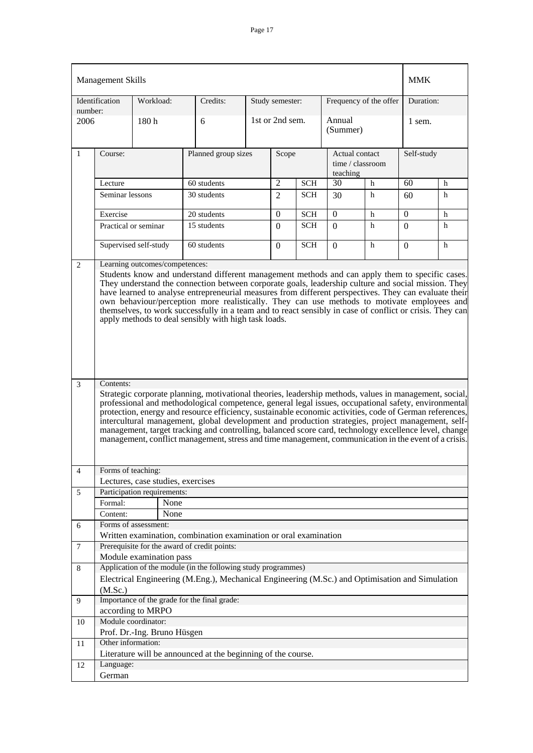| Management Skills | | | | | | MMK |
|---|---|---|---|---|---|---|
| Identification number: | Workload: | Credits: | Study semester: | Frequency of the offer | | Duration: |
| 2006 | 180 h | 6 | 1st or 2nd sem. | Annual (Summer) | | 1 sem. |

| | Course: | Planned group sizes | Scope | | Actual contact time / classroom teaching | | Self-study | |
|---|---|---|---|---|---|---|---|---|
| 1 | Lecture | 60 students | 2 | SCH | 30 | h | 60 | h |
| | Seminar lessons | 30 students | 2 | SCH | 30 | h | 60 | h |
| | Exercise | 20 students | 0 | SCH | 0 | h | 0 | h |
| | Practical or seminar | 15 students | 0 | SCH | 0 | h | 0 | h |
| | Supervised self-study | 60 students | 0 | SCH | 0 | h | 0 | h |

**2 Learning outcomes/competences:**

Students know and understand different management methods and can apply them to specific cases. They understand the connection between corporate goals, leadership culture and social mission. They have learned to analyse entrepreneurial measures from different perspectives. They can evaluate their own behaviour/perception more realistically. They can use methods to motivate employees and themselves, to work successfully in a team and to react sensibly in case of conflict or crisis. They can apply methods to deal sensibly with high task loads.

**3 Contents:**

Strategic corporate planning, motivational theories, leadership methods, values in management, social, professional and methodological competence, general legal issues, occupational safety, environmental protection, energy and resource efficiency, sustainable economic activities, code of German references, intercultural management, global development and production strategies, project management, self-management, target tracking and controlling, balanced score card, technology excellence level, change management, conflict management, stress and time management, communication in the event of a crisis.

**4 Forms of teaching:**

Lectures, case studies, exercises

**5 Participation requirements:**

| | |
|---|---|
| Formal: | None |
| Content: | None |

**6 Forms of assessment:**

Written examination, combination examination or oral examination

**7 Prerequisite for the award of credit points:**

Module examination pass

**8 Application of the module (in the following study programmes)**

Electrical Engineering (M.Eng.), Mechanical Engineering (M.Sc.) and Optimisation and Simulation (M.Sc.)

**9 Importance of the grade for the final grade:**

according to MRPO

**10 Module coordinator:**

Prof. Dr.-Ing. Bruno Hüsgen

**11 Other information:**

Literature will be announced at the beginning of the course.

**12 Language:**

German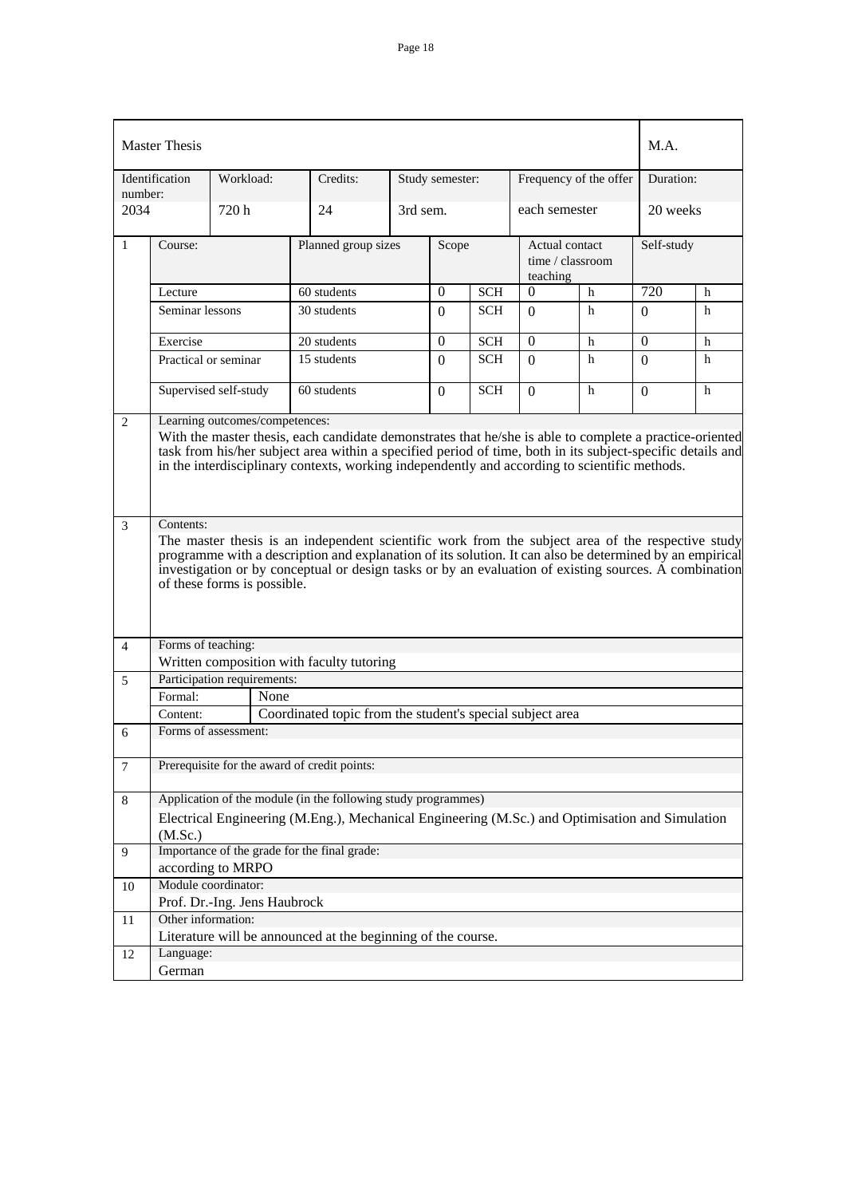| Master Thesis | | | | | | M.A. |
|---|---|---|---|---|---|---|
| Identification number: | Workload: | Credits: | Study semester: | Frequency of the offer | | Duration: |
| 2034 | 720 h | 24 | 3rd sem. | each semester | | 20 weeks |

| 1 | Course: | Planned group sizes | Scope | | Actual contact time / classroom teaching | | Self-study | |
|---|---|---|---|---|---|---|---|---|
| | Lecture | 60 students | 0 | SCH | 0 | h | 720 | h |
| | Seminar lessons | 30 students | 0 | SCH | 0 | h | 0 | h |
| | Exercise | 20 students | 0 | SCH | 0 | h | 0 | h |
| | Practical or seminar | 15 students | 0 | SCH | 0 | h | 0 | h |
| | Supervised self-study | 60 students | 0 | SCH | 0 | h | 0 | h |

**2 Learning outcomes/competences:**

With the master thesis, each candidate demonstrates that he/she is able to complete a practice-oriented task from his/her subject area within a specified period of time, both in its subject-specific details and in the interdisciplinary contexts, working independently and according to scientific methods.

**3 Contents:**

The master thesis is an independent scientific work from the subject area of the respective study programme with a description and explanation of its solution. It can also be determined by an empirical investigation or by conceptual or design tasks or by an evaluation of existing sources. A combination of these forms is possible.

**4 Forms of teaching:**

Written composition with faculty tutoring

**5 Participation requirements:**

| Formal: | None |
|---|---|
| Content: | Coordinated topic from the student's special subject area |

**6 Forms of assessment:**

**7 Prerequisite for the award of credit points:**

**8 Application of the module (in the following study programmes)**

Electrical Engineering (M.Eng.), Mechanical Engineering (M.Sc.) and Optimisation and Simulation (M.Sc.)

**9 Importance of the grade for the final grade:**

according to MRPO

**10 Module coordinator:**

Prof. Dr.-Ing. Jens Haubrock

**11 Other information:**

Literature will be announced at the beginning of the course.

**12 Language:**

German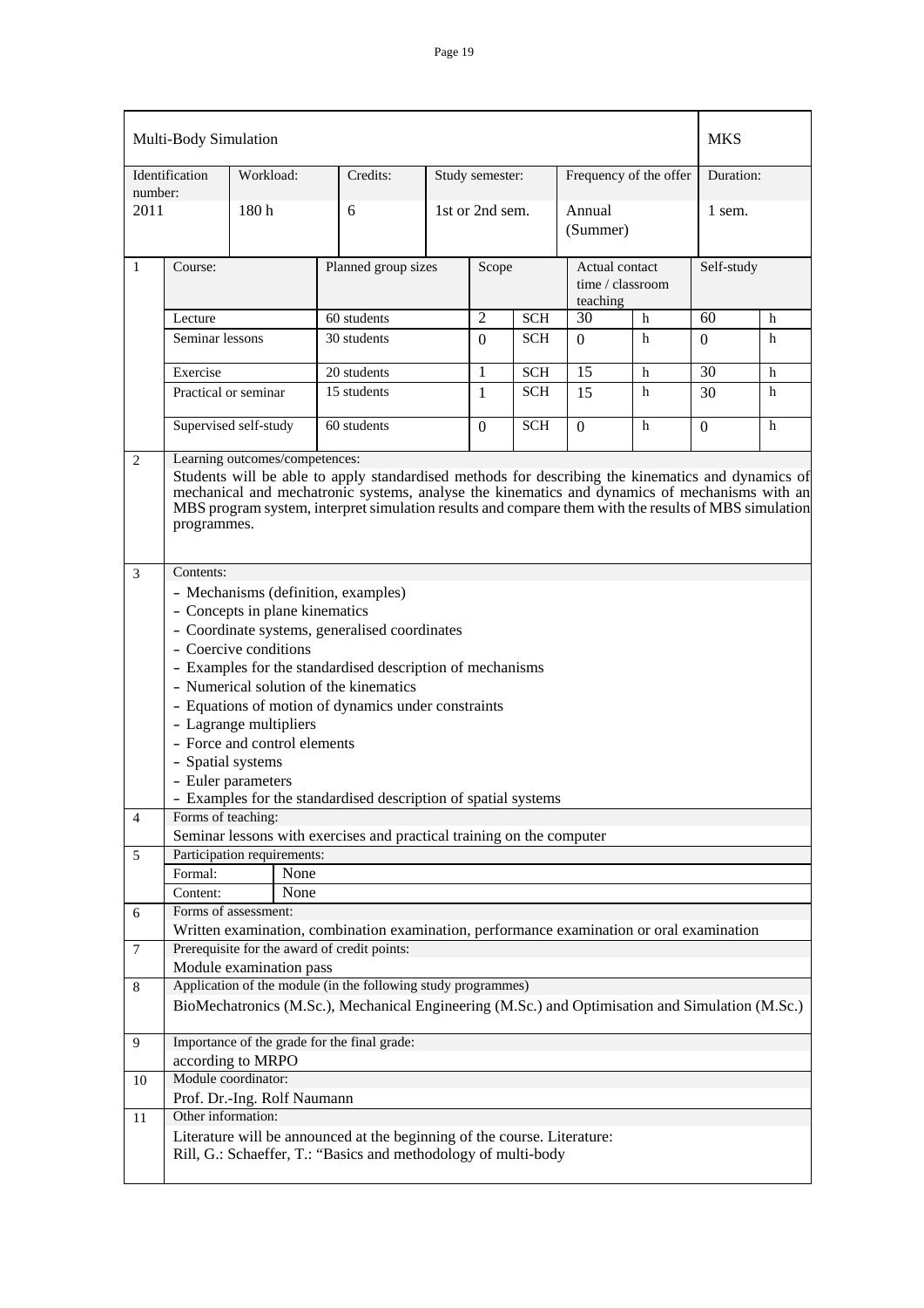| Multi-Body Simulation | | | | | | MKS |
|---|---|---|---|---|---|---|
| Identification number: | Workload: | Credits: | Study semester: | Frequency of the offer | | Duration: |
| 2011 | 180 h | 6 | 1st or 2nd sem. | Annual (Summer) | | 1 sem. |

| | Course: | Planned group sizes | Scope | | Actual contact time / classroom teaching | | Self-study | |
|---|---|---|---|---|---|---|---|---|
| 1 | Lecture | 60 students | 2 | SCH | 30 | h | 60 | h |
| | Seminar lessons | 30 students | 0 | SCH | 0 | h | 0 | h |
| | Exercise | 20 students | 1 | SCH | 15 | h | 30 | h |
| | Practical or seminar | 15 students | 1 | SCH | 15 | h | 30 | h |
| | Supervised self-study | 60 students | 0 | SCH | 0 | h | 0 | h |

**2 Learning outcomes/competences:**

Students will be able to apply standardised methods for describing the kinematics and dynamics of mechanical and mechatronic systems, analyse the kinematics and dynamics of mechanisms with an MBS program system, interpret simulation results and compare them with the results of MBS simulation programmes.

**3 Contents:**

- Mechanisms (definition, examples)
- Concepts in plane kinematics
- Coordinate systems, generalised coordinates
- Coercive conditions
- Examples for the standardised description of mechanisms
- Numerical solution of the kinematics
- Equations of motion of dynamics under constraints
- Lagrange multipliers
- Force and control elements
- Spatial systems
- Euler parameters
- Examples for the standardised description of spatial systems

**4 Forms of teaching:**

Seminar lessons with exercises and practical training on the computer

**5 Participation requirements:**

| Formal: | None |
|---|---|
| Content: | None |

**6 Forms of assessment:**

Written examination, combination examination, performance examination or oral examination

**7 Prerequisite for the award of credit points:**

Module examination pass

**8 Application of the module (in the following study programmes)**

BioMechatronics (M.Sc.), Mechanical Engineering (M.Sc.) and Optimisation and Simulation (M.Sc.)

**9 Importance of the grade for the final grade:**

according to MRPO

**10 Module coordinator:**

Prof. Dr.-Ing. Rolf Naumann

**11 Other information:**

Literature will be announced at the beginning of the course. Literature:
Rill, G.: Schaeffer, T.: "Basics and methodology of multi-body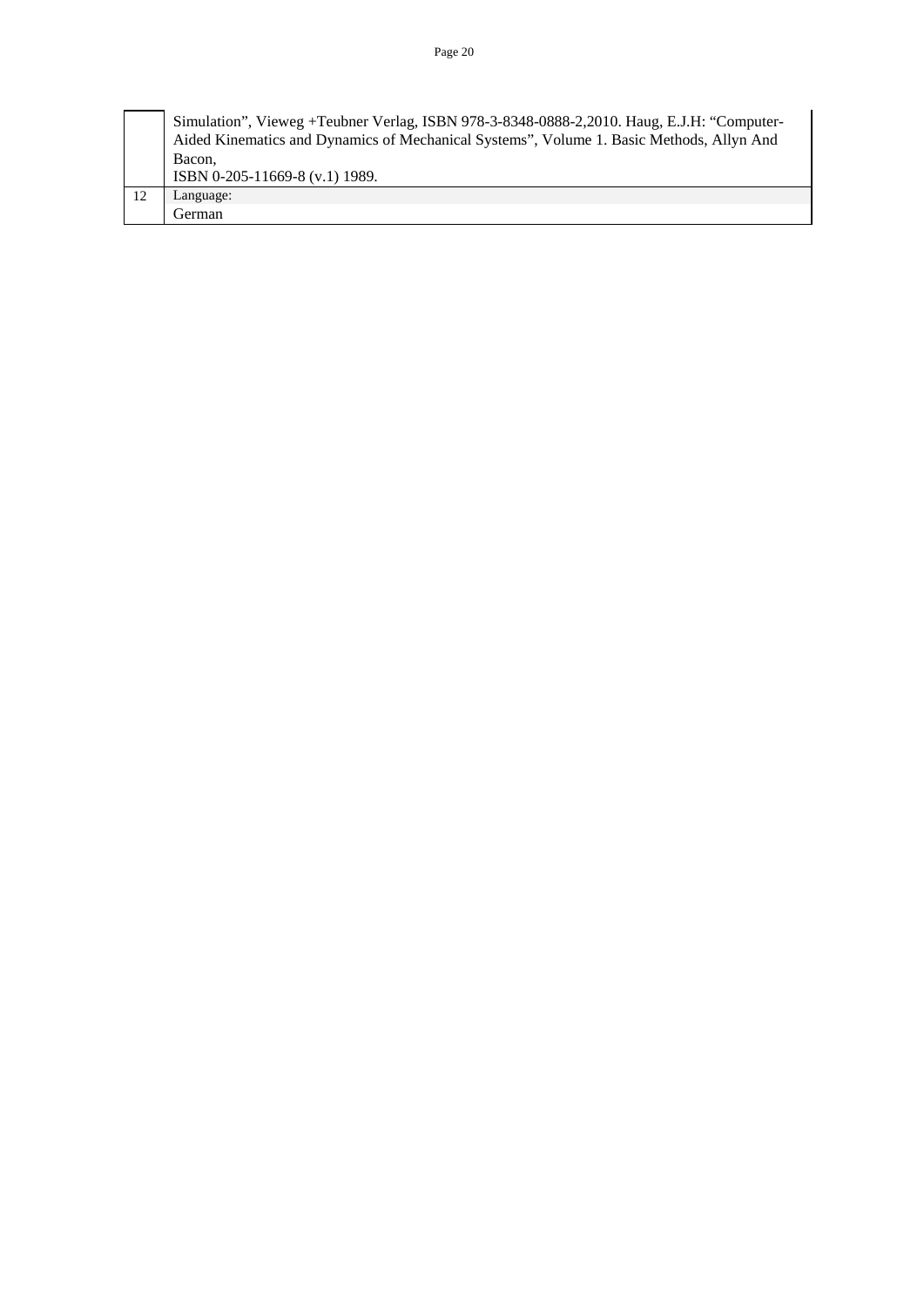|  |  |
|---|---|
|  | Simulation", Vieweg +Teubner Verlag, ISBN 978-3-8348-0888-2,2010. Haug, E.J.H: "Computer-Aided Kinematics and Dynamics of Mechanical Systems", Volume 1. Basic Methods, Allyn And Bacon, ISBN 0-205-11669-8 (v.1) 1989. |
| 12 | Language: German |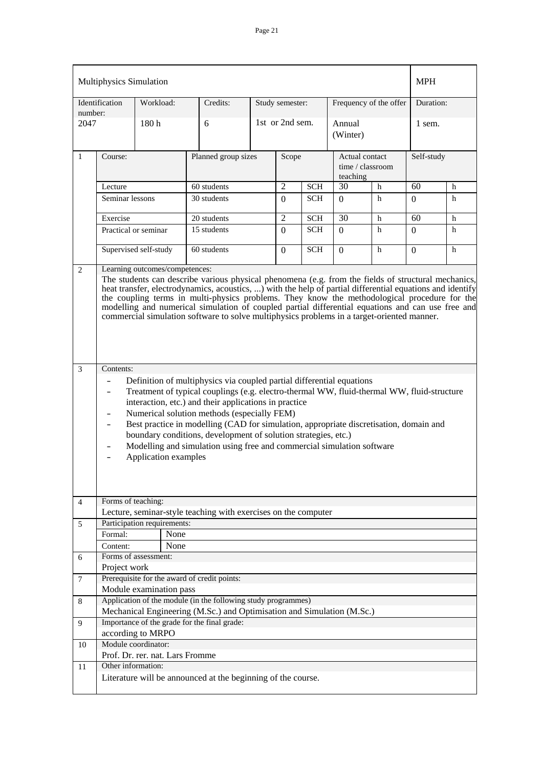| Multiphysics Simulation | | | | | | MPH |
|---|---|---|---|---|---|---|
| Identification number: | Workload: | Credits: | Study semester: | Frequency of the offer | | Duration: |
| 2047 | 180 h | 6 | 1st or 2nd sem. | Annual (Winter) | | 1 sem. |

| 1 | Course: | Planned group sizes | Scope | | Actual contact time / classroom teaching | | Self-study | |
|---|---|---|---|---|---|---|---|---|
| | Lecture | 60 students | 2 | SCH | 30 | h | 60 | h |
| | Seminar lessons | 30 students | 0 | SCH | 0 | h | 0 | h |
| | Exercise | 20 students | 2 | SCH | 30 | h | 60 | h |
| | Practical or seminar | 15 students | 0 | SCH | 0 | h | 0 | h |
| | Supervised self-study | 60 students | 0 | SCH | 0 | h | 0 | h |

**2 Learning outcomes/competences:**

The students can describe various physical phenomena (e.g. from the fields of structural mechanics, heat transfer, electrodynamics, acoustics, ...) with the help of partial differential equations and identify the coupling terms in multi-physics problems. They know the methodological procedure for the modelling and numerical simulation of coupled partial differential equations and can use free and commercial simulation software to solve multiphysics problems in a target-oriented manner.

**3 Contents:**

- Definition of multiphysics via coupled partial differential equations
- Treatment of typical couplings (e.g. electro-thermal WW, fluid-thermal WW, fluid-structure interaction, etc.) and their applications in practice
- Numerical solution methods (especially FEM)
- Best practice in modelling (CAD for simulation, appropriate discretisation, domain and boundary conditions, development of solution strategies, etc.)
- Modelling and simulation using free and commercial simulation software
- Application examples

**4 Forms of teaching:**

Lecture, seminar-style teaching with exercises on the computer

**5 Participation requirements:**

| Formal: | None |
|---|---|
| Content: | None |

**6 Forms of assessment:**

Project work

**7 Prerequisite for the award of credit points:**

Module examination pass

**8 Application of the module (in the following study programmes)**

Mechanical Engineering (M.Sc.) and Optimisation and Simulation (M.Sc.)

**9 Importance of the grade for the final grade:**

according to MRPO

**10 Module coordinator:**

Prof. Dr. rer. nat. Lars Fromme

**11 Other information:**

Literature will be announced at the beginning of the course.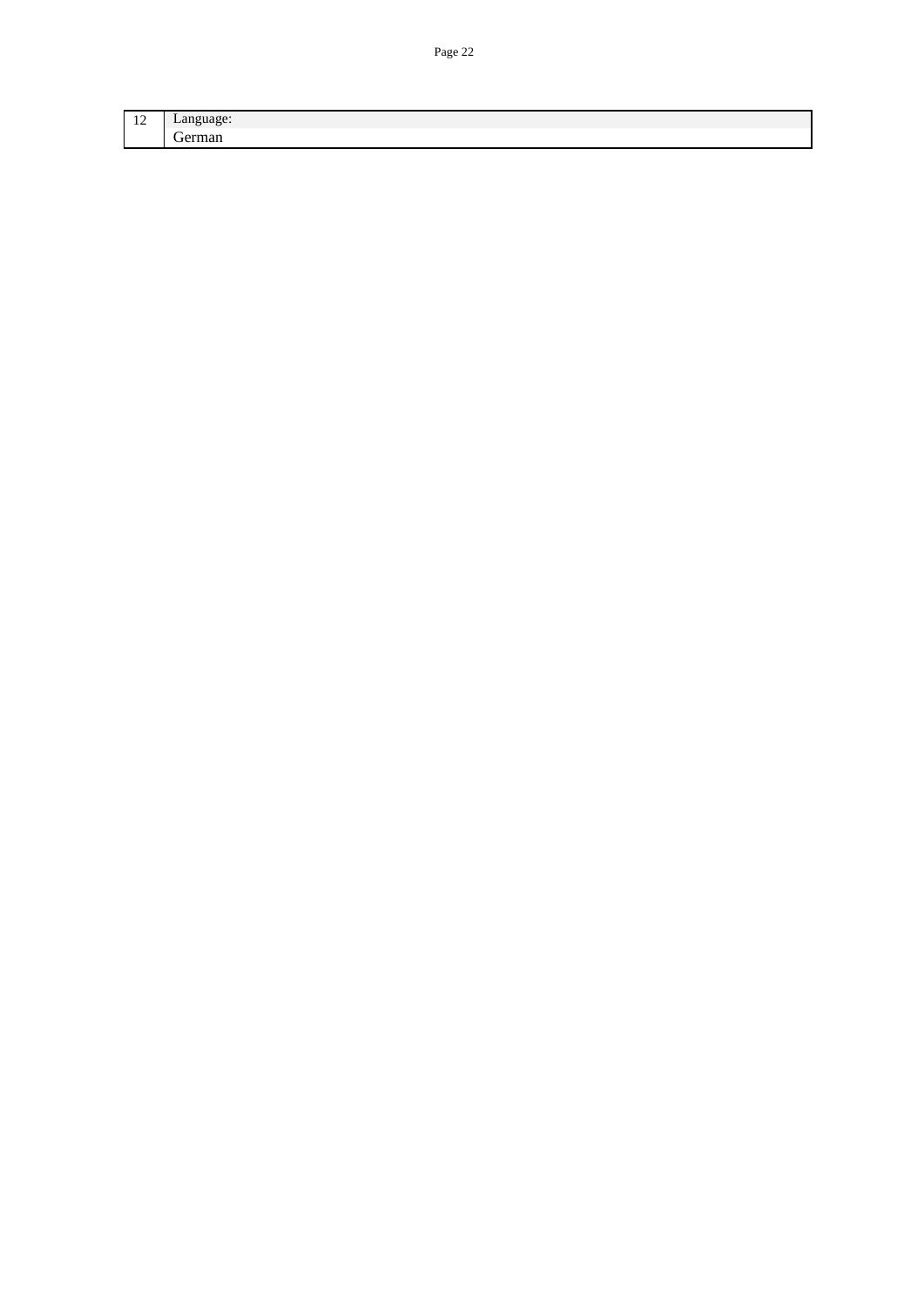| 12 | Language:<br>German |
|---|---|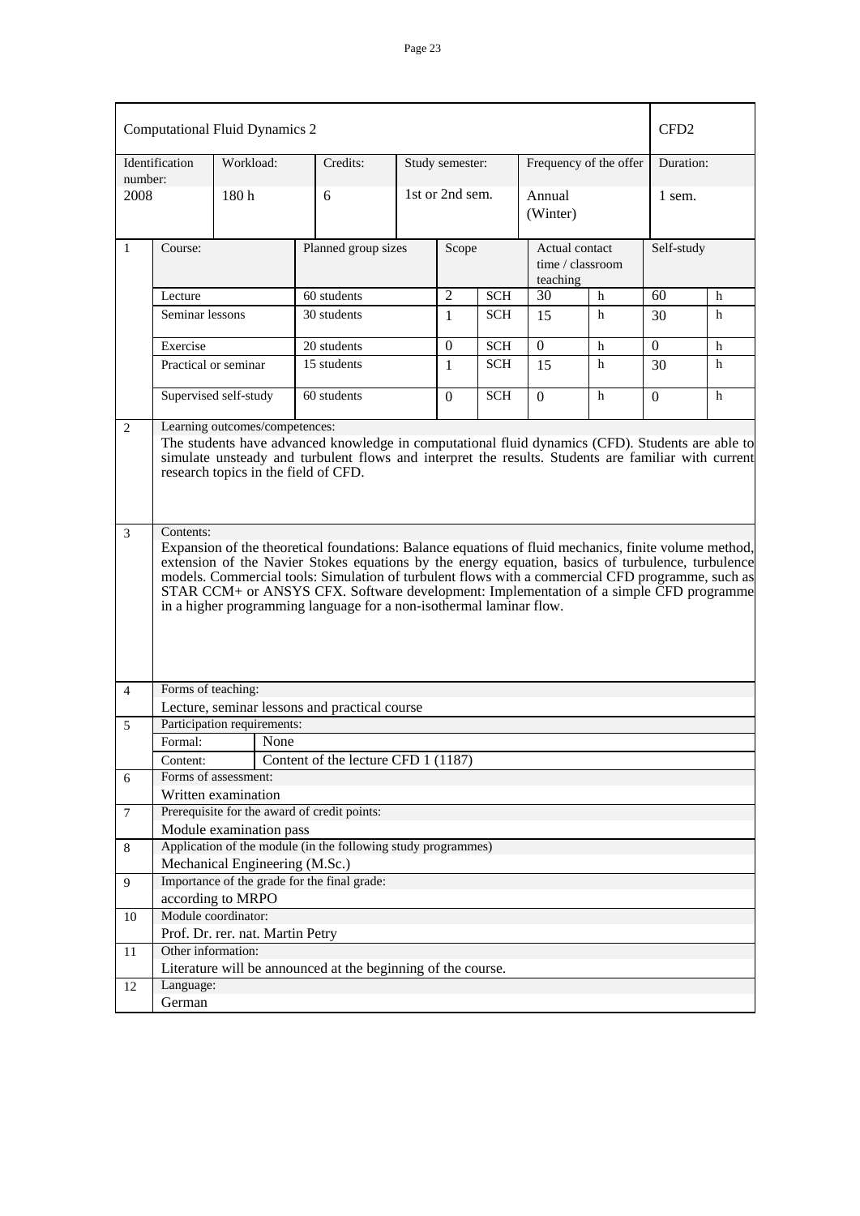| Computational Fluid Dynamics 2 | | | | | | | | | | | CFD2 | |
|---|---|---|---|---|---|---|---|---|---|---|---|---|
| Identification number: | | Workload: | | Credits: | Study semester: | | | Frequency of the offer | | | Duration: | |
| 2008 | | 180 h | | 6 | 1st or 2nd sem. | | | Annual (Winter) | | | 1 sem. | |
| 1 | Course: | | Planned group sizes | | | Scope | | Actual contact time / classroom teaching | | | Self-study | |
| | Lecture | | 60 students | | | 2 | SCH | 30 | h | | 60 | h |
| | Seminar lessons | | 30 students | | | 1 | SCH | 15 | h | | 30 | h |
| | Exercise | | 20 students | | | 0 | SCH | 0 | h | | 0 | h |
| | Practical or seminar | | 15 students | | | 1 | SCH | 15 | h | | 30 | h |
| | Supervised self-study | | 60 students | | | 0 | SCH | 0 | h | | 0 | h |

**2 Learning outcomes/competences:**

The students have advanced knowledge in computational fluid dynamics (CFD). Students are able to simulate unsteady and turbulent flows and interpret the results. Students are familiar with current research topics in the field of CFD.

**3 Contents:**

Expansion of the theoretical foundations: Balance equations of fluid mechanics, finite volume method, extension of the Navier Stokes equations by the energy equation, basics of turbulence, turbulence models. Commercial tools: Simulation of turbulent flows with a commercial CFD programme, such as STAR CCM+ or ANSYS CFX. Software development: Implementation of a simple CFD programme in a higher programming language for a non-isothermal laminar flow.

**4 Forms of teaching:**

Lecture, seminar lessons and practical course

**5 Participation requirements:**

| | |
|---|---|
| Formal: | None |
| Content: | Content of the lecture CFD 1 (1187) |

**6 Forms of assessment:**

Written examination

**7 Prerequisite for the award of credit points:**

Module examination pass

**8 Application of the module (in the following study programmes)**

Mechanical Engineering (M.Sc.)

**9 Importance of the grade for the final grade:**

according to MRPO

**10 Module coordinator:**

Prof. Dr. rer. nat. Martin Petry

**11 Other information:**

Literature will be announced at the beginning of the course.

**12 Language:**

German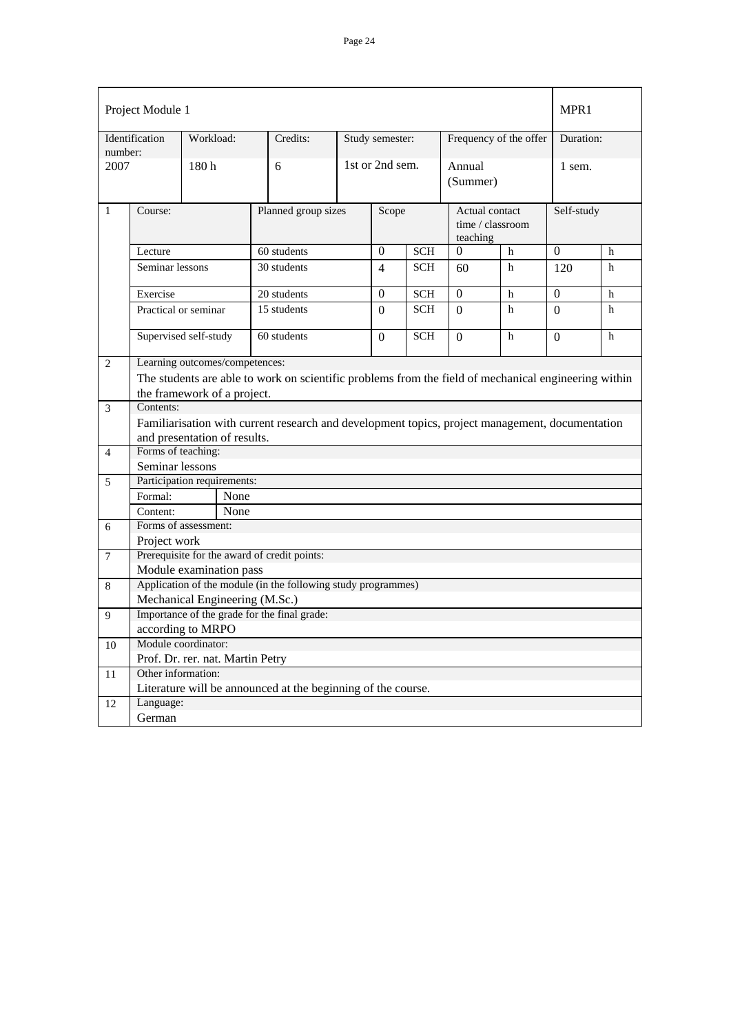| Project Module 1 | | | | | | MPR1 |
|---|---|---|---|---|---|---|
| Identification number: | Workload: | Credits: | Study semester: | Frequency of the offer | | Duration: |
| 2007 | 180 h | 6 | 1st or 2nd sem. | Annual (Summer) | | 1 sem. |

| 1 | Course: | Planned group sizes | Scope | | Actual contact time / classroom teaching | | Self-study | |
|---|---|---|---|---|---|---|---|---|
| | Lecture | 60 students | 0 | SCH | 0 | h | 0 | h |
| | Seminar lessons | 30 students | 4 | SCH | 60 | h | 120 | h |
| | Exercise | 20 students | 0 | SCH | 0 | h | 0 | h |
| | Practical or seminar | 15 students | 0 | SCH | 0 | h | 0 | h |
| | Supervised self-study | 60 students | 0 | SCH | 0 | h | 0 | h |

| | |
|---|---|
| 2 | Learning outcomes/competences:<br>The students are able to work on scientific problems from the field of mechanical engineering within the framework of a project. |
| 3 | Contents:<br>Familiarisation with current research and development topics, project management, documentation and presentation of results. |
| 4 | Forms of teaching:<br>Seminar lessons |
| 5 | Participation requirements:<br>Formal: None<br>Content: None |
| 6 | Forms of assessment:<br>Project work |
| 7 | Prerequisite for the award of credit points:<br>Module examination pass |
| 8 | Application of the module (in the following study programmes)<br>Mechanical Engineering (M.Sc.) |
| 9 | Importance of the grade for the final grade:<br>according to MRPO |
| 10 | Module coordinator:<br>Prof. Dr. rer. nat. Martin Petry |
| 11 | Other information:<br>Literature will be announced at the beginning of the course. |
| 12 | Language:<br>German |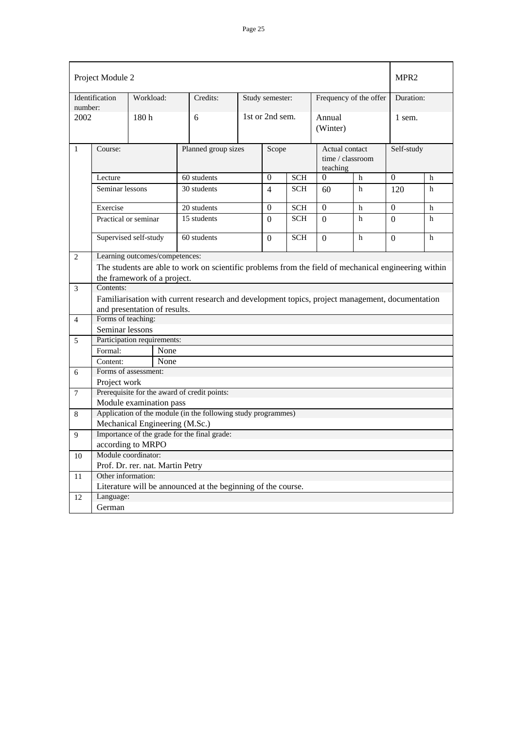| Project Module 2 | | | | | | MPR2 |
|---|---|---|---|---|---|---|
| Identification number: | Workload: | Credits: | Study semester: | Frequency of the offer | | Duration: |
| 2002 | 180 h | 6 | 1st or 2nd sem. | Annual (Winter) | | 1 sem. |

| 1 | Course: | Planned group sizes | Scope | | Actual contact time / classroom teaching | | Self-study | |
|---|---|---|---|---|---|---|---|---|
| | Lecture | 60 students | 0 | SCH | 0 | h | 0 | h |
| | Seminar lessons | 30 students | 4 | SCH | 60 | h | 120 | h |
| | Exercise | 20 students | 0 | SCH | 0 | h | 0 | h |
| | Practical or seminar | 15 students | 0 | SCH | 0 | h | 0 | h |
| | Supervised self-study | 60 students | 0 | SCH | 0 | h | 0 | h |

| | |
|---|---|
| 2 | Learning outcomes/competences:<br>The students are able to work on scientific problems from the field of mechanical engineering within the framework of a project. |
| 3 | Contents:<br>Familiarisation with current research and development topics, project management, documentation and presentation of results. |
| 4 | Forms of teaching:<br>Seminar lessons |
| 5 | Participation requirements:<br>Formal: None<br>Content: None |
| 6 | Forms of assessment:<br>Project work |
| 7 | Prerequisite for the award of credit points:<br>Module examination pass |
| 8 | Application of the module (in the following study programmes)<br>Mechanical Engineering (M.Sc.) |
| 9 | Importance of the grade for the final grade:<br>according to MRPO |
| 10 | Module coordinator:<br>Prof. Dr. rer. nat. Martin Petry |
| 11 | Other information:<br>Literature will be announced at the beginning of the course. |
| 12 | Language:<br>German |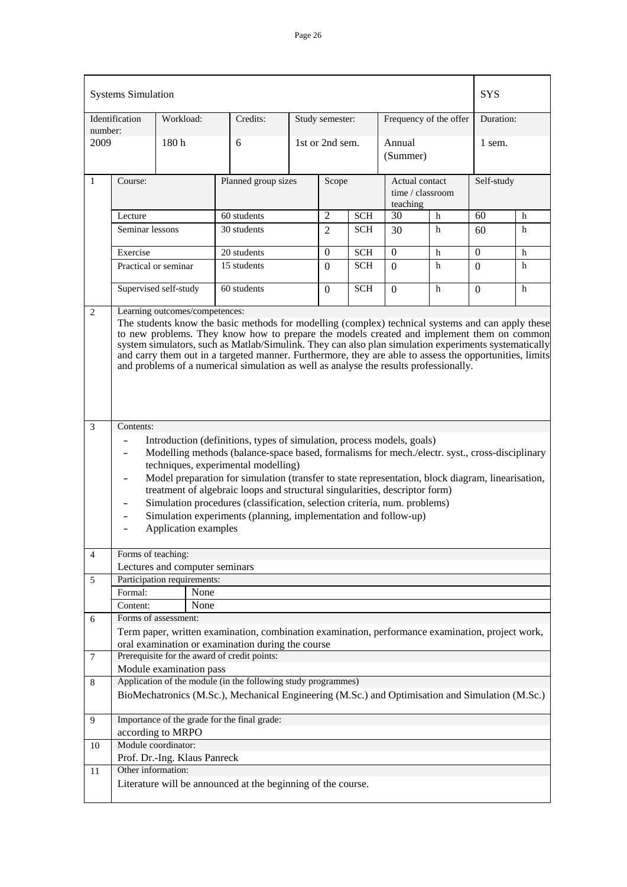| Systems Simulation | | | | | | SYS |
|---|---|---|---|---|---|---|
| Identification number: | Workload: | Credits: | Study semester: | Frequency of the offer | | Duration: |
| 2009 | 180 h | 6 | 1st or 2nd sem. | Annual (Summer) | | 1 sem. |

| 1 | Course: | Planned group sizes | Scope | | Actual contact time / classroom teaching | | Self-study | |
|---|---|---|---|---|---|---|---|---|
| | Lecture | 60 students | 2 | SCH | 30 | h | 60 | h |
| | Seminar lessons | 30 students | 2 | SCH | 30 | h | 60 | h |
| | Exercise | 20 students | 0 | SCH | 0 | h | 0 | h |
| | Practical or seminar | 15 students | 0 | SCH | 0 | h | 0 | h |
| | Supervised self-study | 60 students | 0 | SCH | 0 | h | 0 | h |

**2 Learning outcomes/competences:**

The students know the basic methods for modelling (complex) technical systems and can apply these to new problems. They know how to prepare the models created and implement them on common system simulators, such as Matlab/Simulink. They can also plan simulation experiments systematically and carry them out in a targeted manner. Furthermore, they are able to assess the opportunities, limits and problems of a numerical simulation as well as analyse the results professionally.

**3 Contents:**

- Introduction (definitions, types of simulation, process models, goals)
- Modelling methods (balance-space based, formalisms for mech./electr. syst., cross-disciplinary techniques, experimental modelling)
- Model preparation for simulation (transfer to state representation, block diagram, linearisation, treatment of algebraic loops and structural singularities, descriptor form)
- Simulation procedures (classification, selection criteria, num. problems)
- Simulation experiments (planning, implementation and follow-up)
- Application examples

**4 Forms of teaching:**

Lectures and computer seminars

**5 Participation requirements:**

| Formal: | None |
|---|---|
| Content: | None |

**6 Forms of assessment:**

Term paper, written examination, combination examination, performance examination, project work, oral examination or examination during the course

**7 Prerequisite for the award of credit points:**

Module examination pass

**8 Application of the module (in the following study programmes)**

BioMechatronics (M.Sc.), Mechanical Engineering (M.Sc.) and Optimisation and Simulation (M.Sc.)

**9 Importance of the grade for the final grade:**

according to MRPO

**10 Module coordinator:**

Prof. Dr.-Ing. Klaus Panreck

**11 Other information:**

Literature will be announced at the beginning of the course.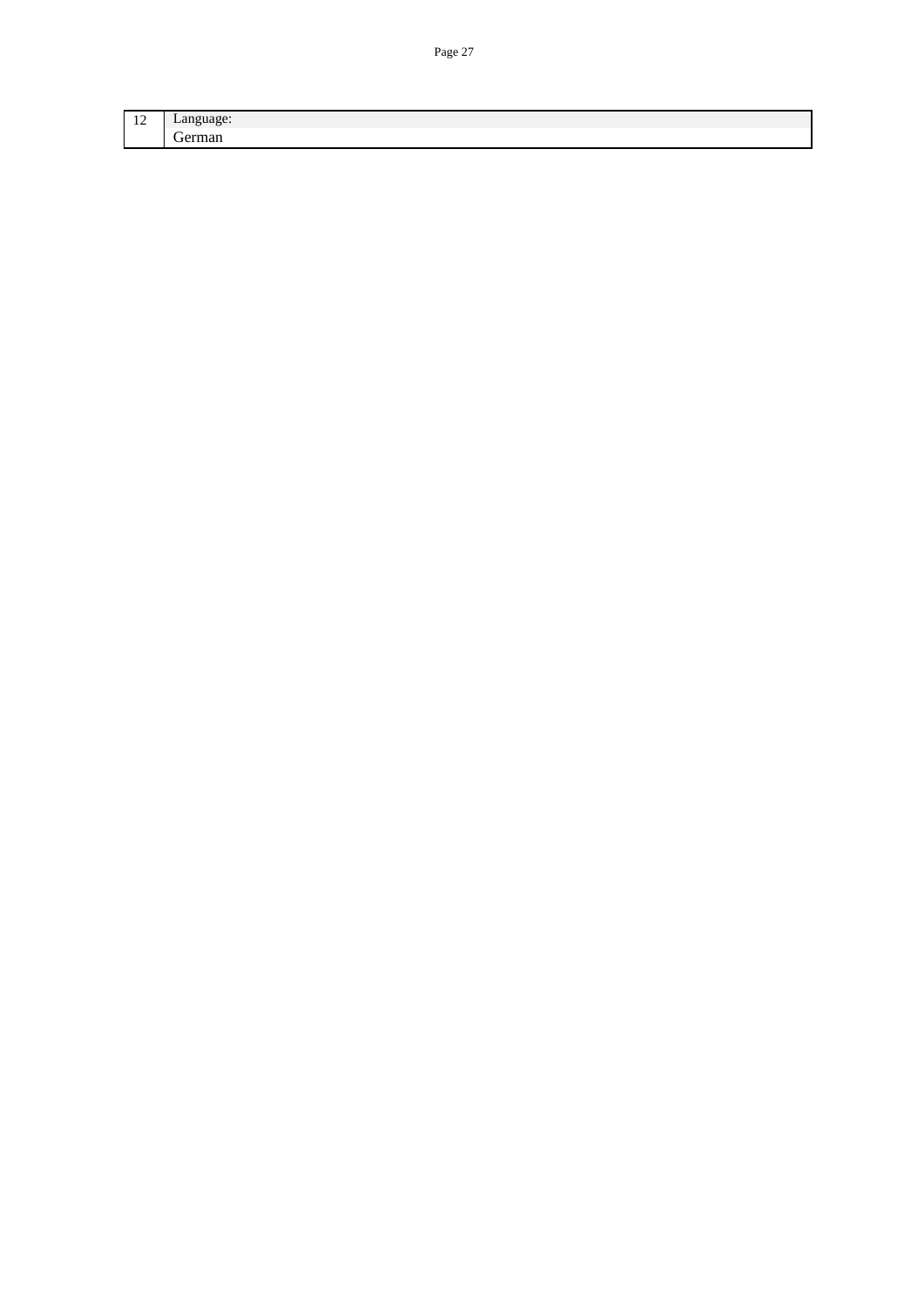| 12 | Language: |
|---|---|
| | German |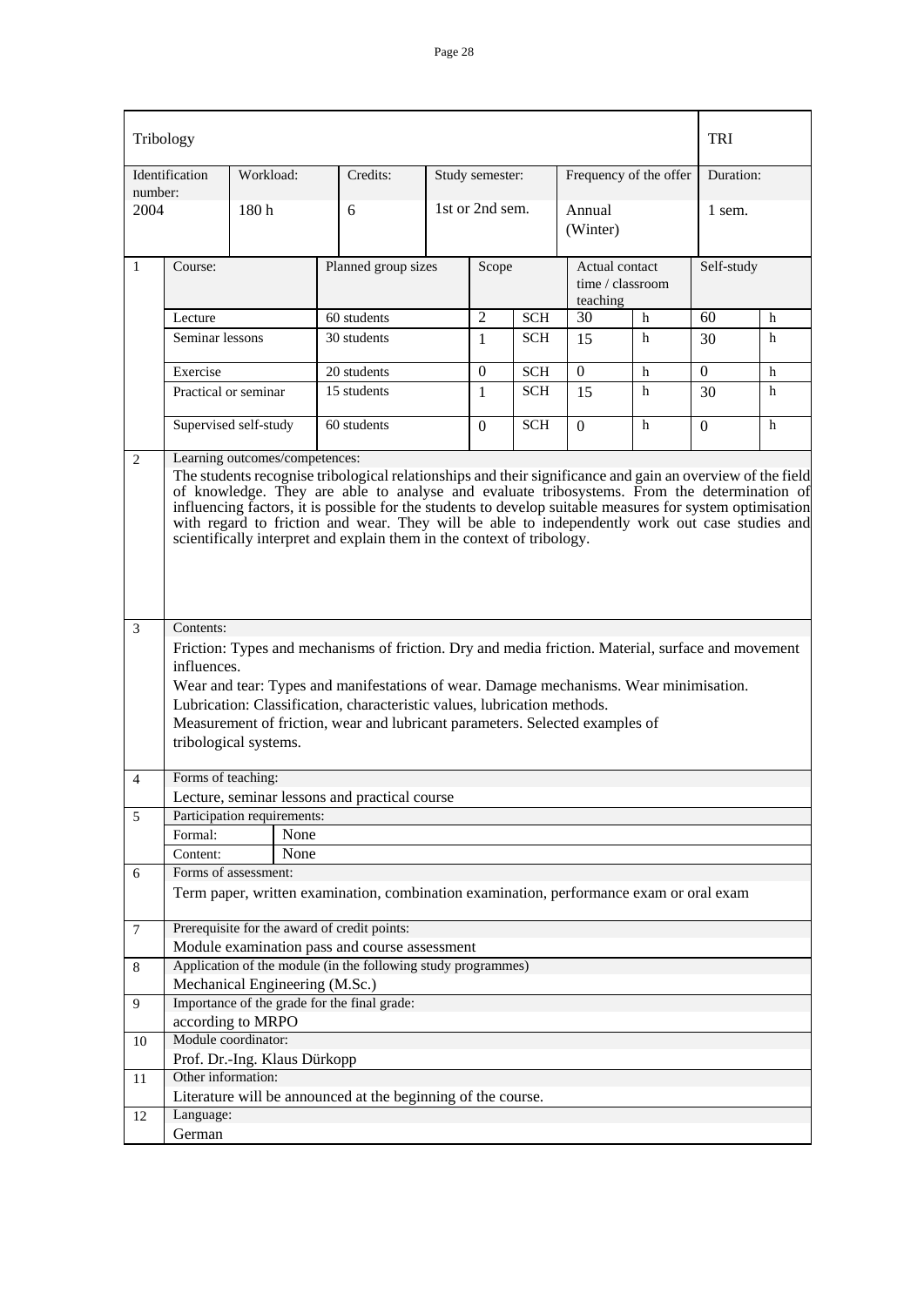| Tribology | | | | | | | | TRI | |
|---|---|---|---|---|---|---|---|---|---|
| Identification number: | Workload: | Credits: | Study semester: | | Frequency of the offer | | | Duration: | |
| 2004 | 180 h | 6 | 1st or 2nd sem. | | Annual (Winter) | | | 1 sem. | |

| | Course: | Planned group sizes | Scope | | Actual contact time / classroom teaching | | Self-study | |
|---|---|---|---|---|---|---|---|---|
| 1 | Lecture | 60 students | 2 | SCH | 30 | h | 60 | h |
| | Seminar lessons | 30 students | 1 | SCH | 15 | h | 30 | h |
| | Exercise | 20 students | 0 | SCH | 0 | h | 0 | h |
| | Practical or seminar | 15 students | 1 | SCH | 15 | h | 30 | h |
| | Supervised self-study | 60 students | 0 | SCH | 0 | h | 0 | h |

**2 Learning outcomes/competences:**

The students recognise tribological relationships and their significance and gain an overview of the field of knowledge. They are able to analyse and evaluate tribosystems. From the determination of influencing factors, it is possible for the students to develop suitable measures for system optimisation with regard to friction and wear. They will be able to independently work out case studies and scientifically interpret and explain them in the context of tribology.

**3 Contents:**

Friction: Types and mechanisms of friction. Dry and media friction. Material, surface and movement influences.

Wear and tear: Types and manifestations of wear. Damage mechanisms. Wear minimisation.

Lubrication: Classification, characteristic values, lubrication methods.

Measurement of friction, wear and lubricant parameters. Selected examples of tribological systems.

**4 Forms of teaching:**

Lecture, seminar lessons and practical course

**5 Participation requirements:**

| Formal: | None |
|---|---|
| Content: | None |

**6 Forms of assessment:**

Term paper, written examination, combination examination, performance exam or oral exam

**7 Prerequisite for the award of credit points:**

Module examination pass and course assessment

**8 Application of the module (in the following study programmes)**

Mechanical Engineering (M.Sc.)

**9 Importance of the grade for the final grade:**

according to MRPO

**10 Module coordinator:**

Prof. Dr.-Ing. Klaus Dürkopp

**11 Other information:**

Literature will be announced at the beginning of the course.

**12 Language:**

German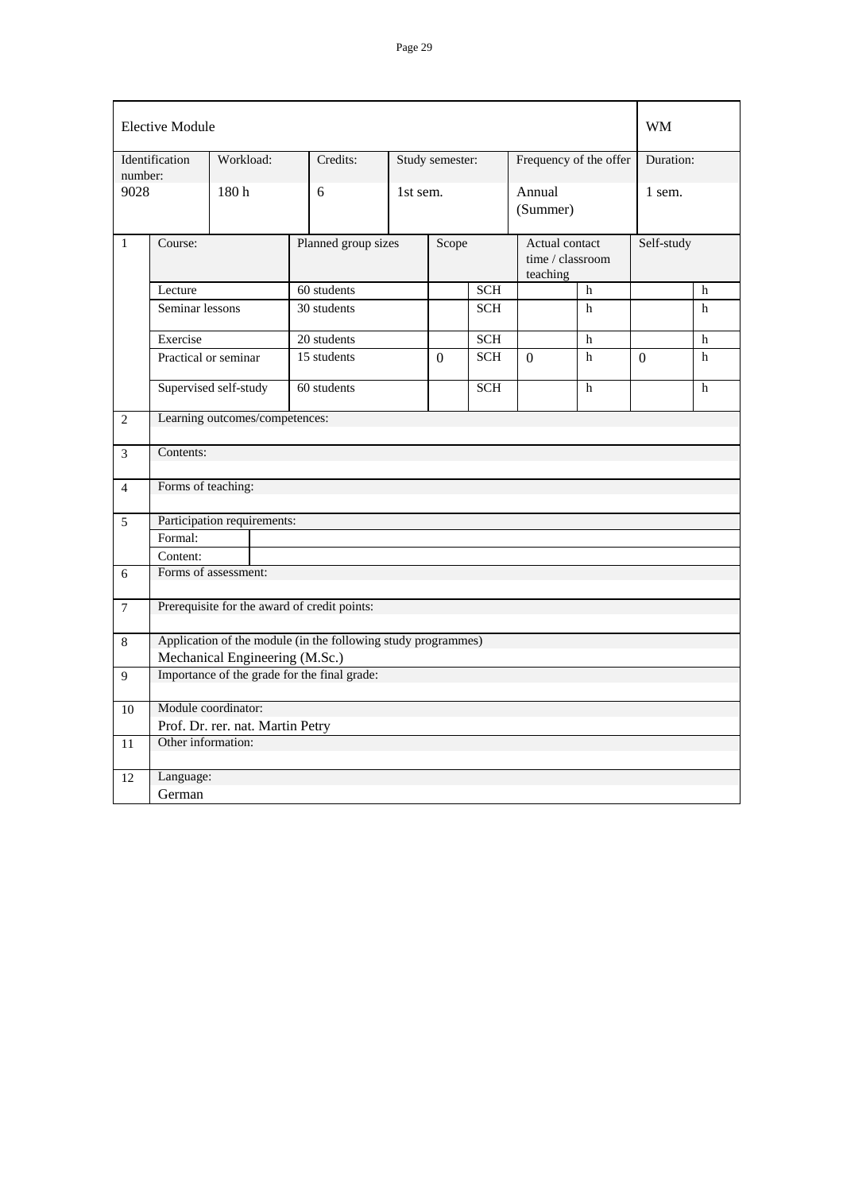| Elective Module | | | | | | | | | | | WM |
|---|---|---|---|---|---|---|---|---|---|---|---|
| Identification number: | Workload: | | Credits: | Study semester: | | | Frequency of the offer | | Duration: | | |
| 9028 | 180 h | | 6 | 1st sem. | | | Annual (Summer) | | 1 sem. | | |

| | | | | | | | | |
|---|---|---|---|---|---|---|---|---|
| 1 | Course: | Planned group sizes | Scope | | Actual contact time / classroom teaching | | Self-study | |
| | Lecture | 60 students | | SCH | | h | | h |
| | Seminar lessons | 30 students | | SCH | | h | | h |
| | Exercise | 20 students | | SCH | | h | | h |
| | Practical or seminar | 15 students | 0 | SCH | 0 | h | 0 | h |
| | Supervised self-study | 60 students | | SCH | | h | | h |
| 2 | Learning outcomes/competences: | | | | | | | |
| 3 | Contents: | | | | | | | |
| 4 | Forms of teaching: | | | | | | | |
| 5 | Participation requirements: | | | | | | | |
| | Formal: | | | | | | | |
| | Content: | | | | | | | |
| 6 | Forms of assessment: | | | | | | | |
| 7 | Prerequisite for the award of credit points: | | | | | | | |
| 8 | Application of the module (in the following study programmes)<br>Mechanical Engineering (M.Sc.) | | | | | | | |
| 9 | Importance of the grade for the final grade: | | | | | | | |
| 10 | Module coordinator:<br>Prof. Dr. rer. nat. Martin Petry | | | | | | | |
| 11 | Other information: | | | | | | | |
| 12 | Language:<br>German | | | | | | | |